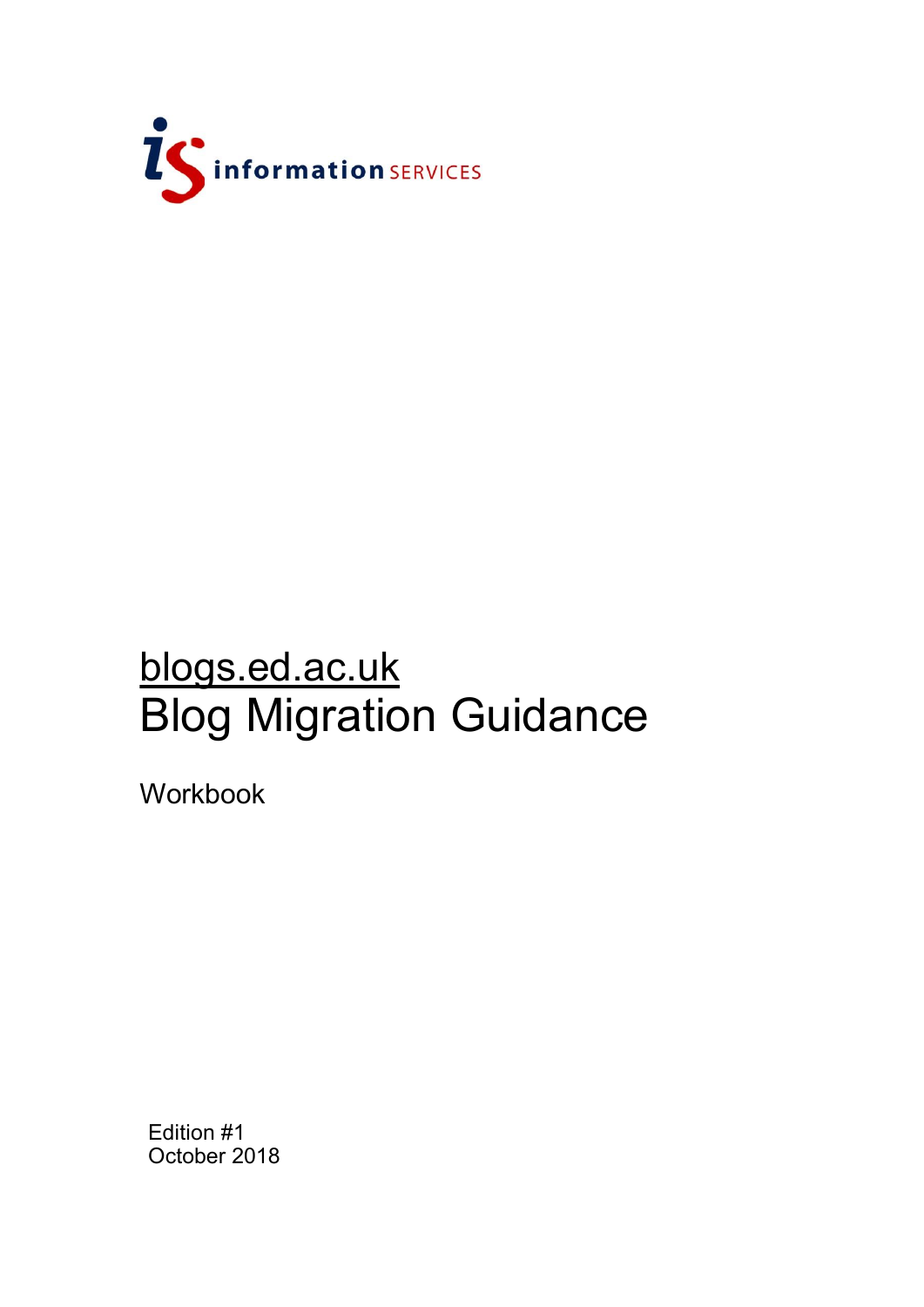information SERVICES

# blogs.ed.ac.uk
# Blog Migration Guidance

Workbook

Edition #1
October 2018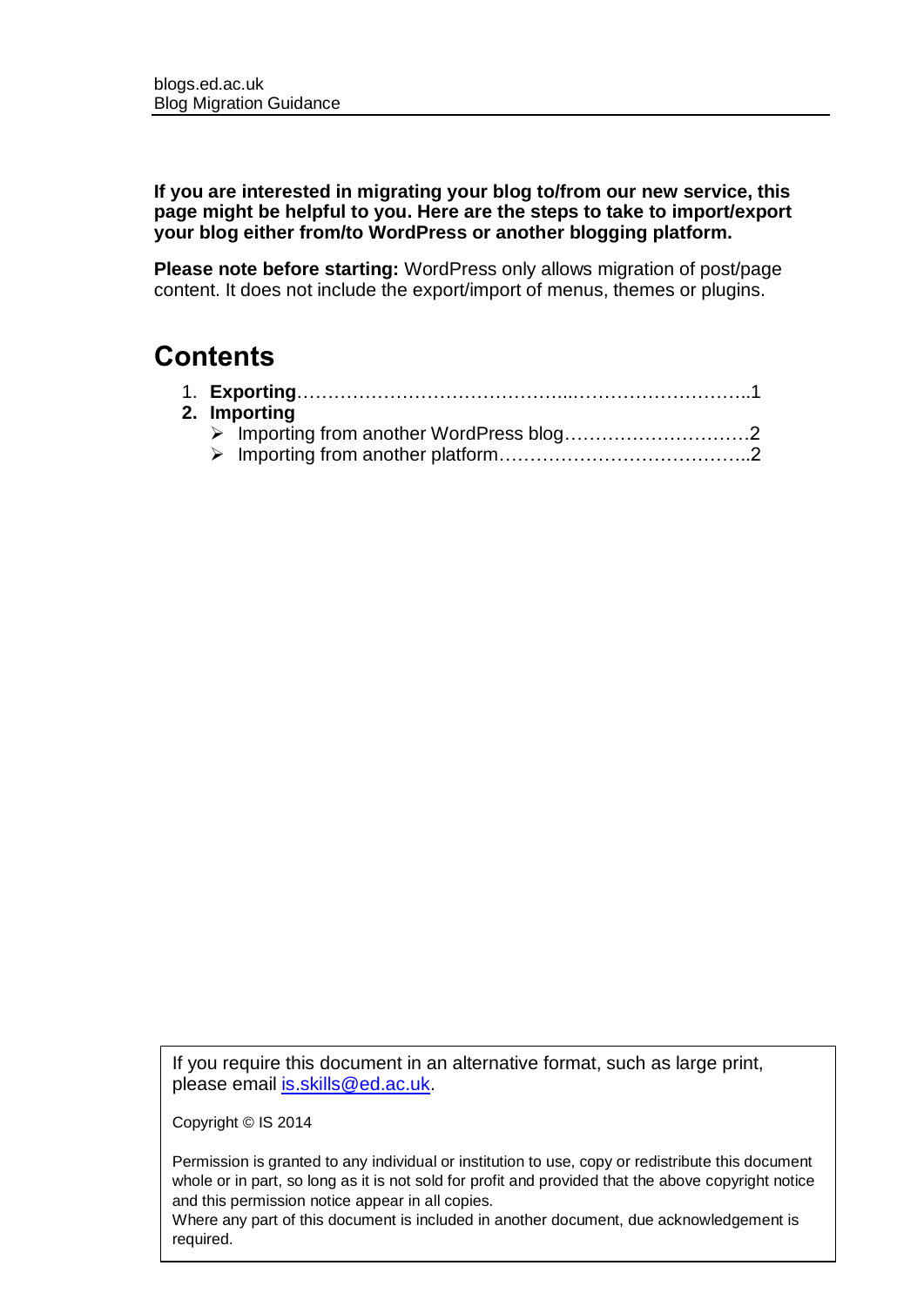**If you are interested in migrating your blog to/from our new service, this page might be helpful to you. Here are the steps to take to import/export your blog either from/to WordPress or another blogging platform.**

**Please note before starting:** WordPress only allows migration of post/page content. It does not include the export/import of menus, themes or plugins.

# Contents

1. **Exporting**……………………………………..………………………..1
2. **Importing**
   - Importing from another WordPress blog…………………………2
   - Importing from another platform…………………………………..2

If you require this document in an alternative format, such as large print, please email [is.skills@ed.ac.uk](mailto:is.skills@ed.ac.uk).

Copyright © IS 2014

Permission is granted to any individual or institution to use, copy or redistribute this document whole or in part, so long as it is not sold for profit and provided that the above copyright notice and this permission notice appear in all copies.
Where any part of this document is included in another document, due acknowledgement is required.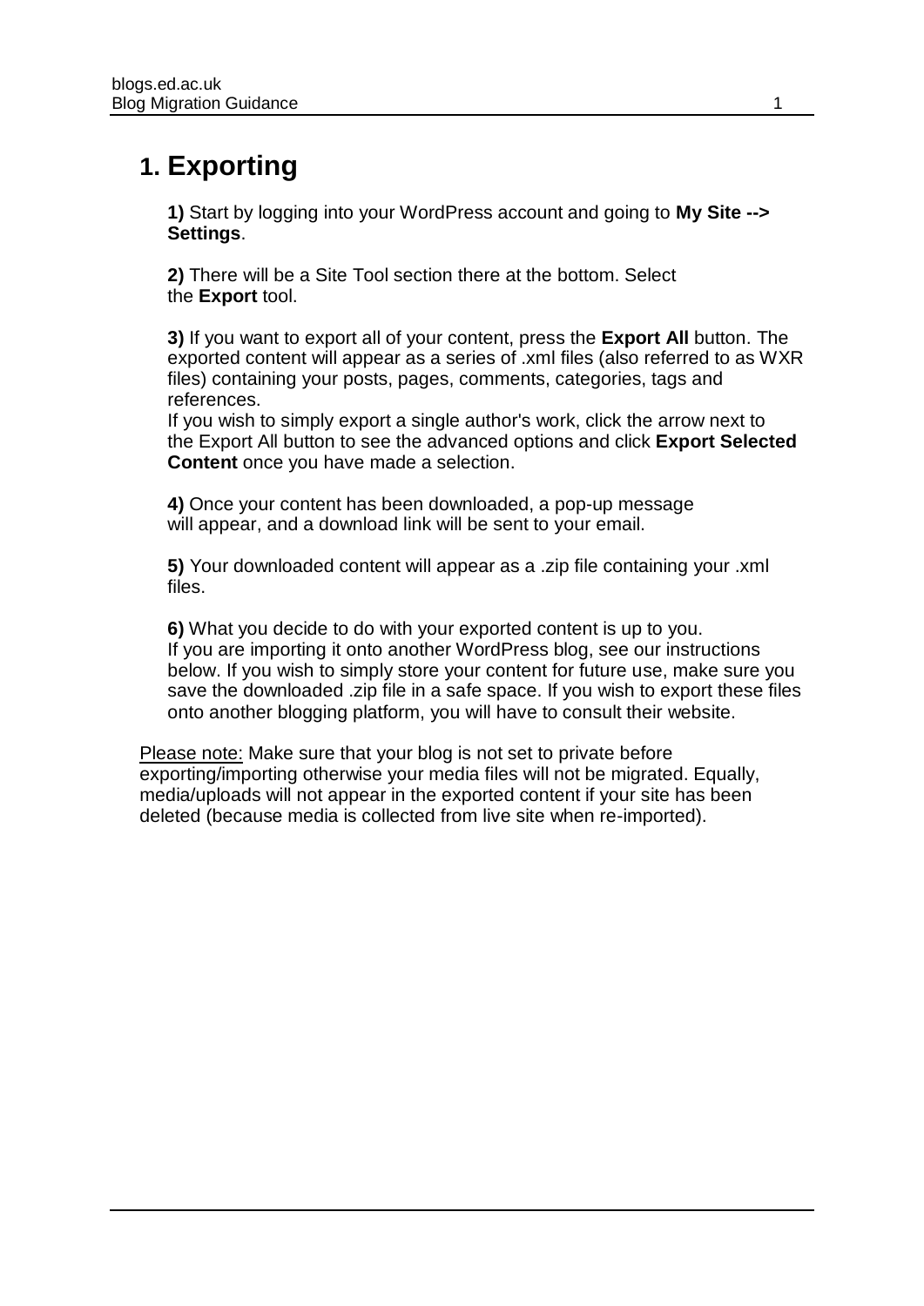# 1. Exporting

**1)** Start by logging into your WordPress account and going to **My Site --> Settings**.

**2)** There will be a Site Tool section there at the bottom. Select the **Export** tool.

**3)** If you want to export all of your content, press the **Export All** button. The exported content will appear as a series of .xml files (also referred to as WXR files) containing your posts, pages, comments, categories, tags and references.
If you wish to simply export a single author's work, click the arrow next to the Export All button to see the advanced options and click **Export Selected Content** once you have made a selection.

**4)** Once your content has been downloaded, a pop-up message will appear, and a download link will be sent to your email.

**5)** Your downloaded content will appear as a .zip file containing your .xml files.

**6)** What you decide to do with your exported content is up to you.
If you are importing it onto another WordPress blog, see our instructions below. If you wish to simply store your content for future use, make sure you save the downloaded .zip file in a safe space. If you wish to export these files onto another blogging platform, you will have to consult their website.

<u>Please note:</u> Make sure that your blog is not set to private before exporting/importing otherwise your media files will not be migrated. Equally, media/uploads will not appear in the exported content if your site has been deleted (because media is collected from live site when re-imported).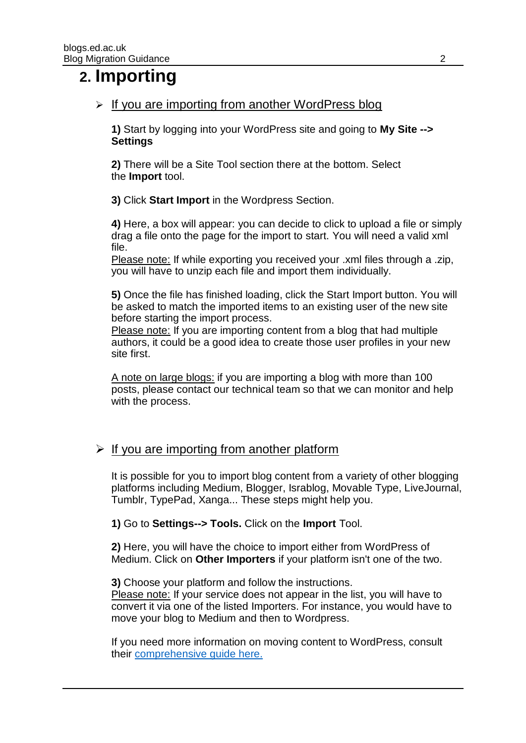## 2. Importing

- <u>If you are importing from another WordPress blog</u>

  **1)** Start by logging into your WordPress site and going to **My Site --> Settings**

  **2)** There will be a Site Tool section there at the bottom. Select the **Import** tool.

  **3)** Click **Start Import** in the Wordpress Section.

  **4)** Here, a box will appear: you can decide to click to upload a file or simply drag a file onto the page for the import to start. You will need a valid xml file.
  <u>Please note:</u> If while exporting you received your .xml files through a .zip, you will have to unzip each file and import them individually.

  **5)** Once the file has finished loading, click the Start Import button. You will be asked to match the imported items to an existing user of the new site before starting the import process.
  <u>Please note:</u> If you are importing content from a blog that had multiple authors, it could be a good idea to create those user profiles in your new site first.

  <u>A note on large blogs:</u> if you are importing a blog with more than 100 posts, please contact our technical team so that we can monitor and help with the process.

- <u>If you are importing from another platform</u>

  It is possible for you to import blog content from a variety of other blogging platforms including Medium, Blogger, Israblog, Movable Type, LiveJournal, Tumblr, TypePad, Xanga... These steps might help you.

  **1)** Go to **Settings--> Tools.** Click on the **Import** Tool.

  **2)** Here, you will have the choice to import either from WordPress of Medium. Click on **Other Importers** if your platform isn't one of the two.

  **3)** Choose your platform and follow the instructions.
  <u>Please note:</u> If your service does not appear in the list, you will have to convert it via one of the listed Importers. For instance, you would have to move your blog to Medium and then to Wordpress.

  If you need more information on moving content to WordPress, consult their [comprehensive guide here.]()